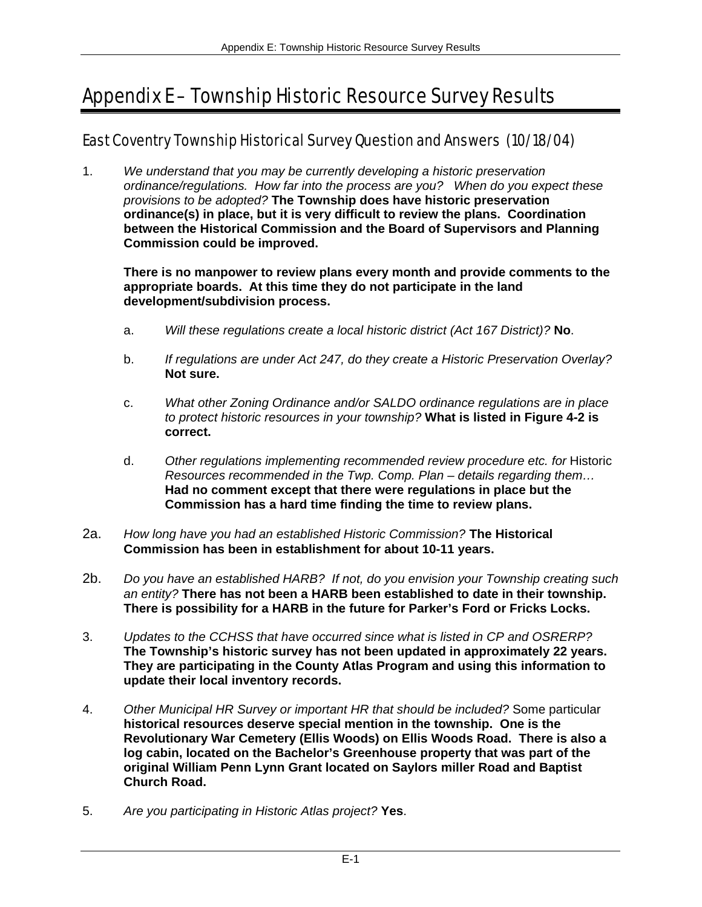# Appendix E – Township Historic Resource Survey Results

## East Coventry Township Historical Survey Question and Answers (10/18/04)

1. *We understand that you may be currently developing a historic preservation ordinance/regulations. How far into the process are you? When do you expect these provisions to be adopted?* **The Township does have historic preservation ordinance(s) in place, but it is very difficult to review the plans. Coordination between the Historical Commission and the Board of Supervisors and Planning Commission could be improved.**

   **There is no manpower to review plans every month and provide comments to the appropriate boards. At this time they do not participate in the land development/subdivision process.**

   a. *Will these regulations create a local historic district (Act 167 District)?* **No**.

   b. *If regulations are under Act 247, do they create a Historic Preservation Overlay?* **Not sure.**

   c. *What other Zoning Ordinance and/or SALDO ordinance regulations are in place to protect historic resources in your township?* **What is listed in Figure 4-2 is correct.**

   d. *Other regulations implementing recommended review procedure etc. for* Historic *Resources recommended in the Twp. Comp. Plan – details regarding them…* **Had no comment except that there were regulations in place but the Commission has a hard time finding the time to review plans.**

2a. *How long have you had an established Historic Commission?* **The Historical Commission has been in establishment for about 10-11 years.**

2b. *Do you have an established HARB? If not, do you envision your Township creating such an entity?* **There has not been a HARB been established to date in their township. There is possibility for a HARB in the future for Parker's Ford or Fricks Locks.**

3. *Updates to the CCHSS that have occurred since what is listed in CP and OSRERP?* **The Township's historic survey has not been updated in approximately 22 years. They are participating in the County Atlas Program and using this information to update their local inventory records.**

4. *Other Municipal HR Survey or important HR that should be included?* Some particular **historical resources deserve special mention in the township. One is the Revolutionary War Cemetery (Ellis Woods) on Ellis Woods Road. There is also a log cabin, located on the Bachelor's Greenhouse property that was part of the original William Penn Lynn Grant located on Saylors miller Road and Baptist Church Road.**

5. *Are you participating in Historic Atlas project?* **Yes**.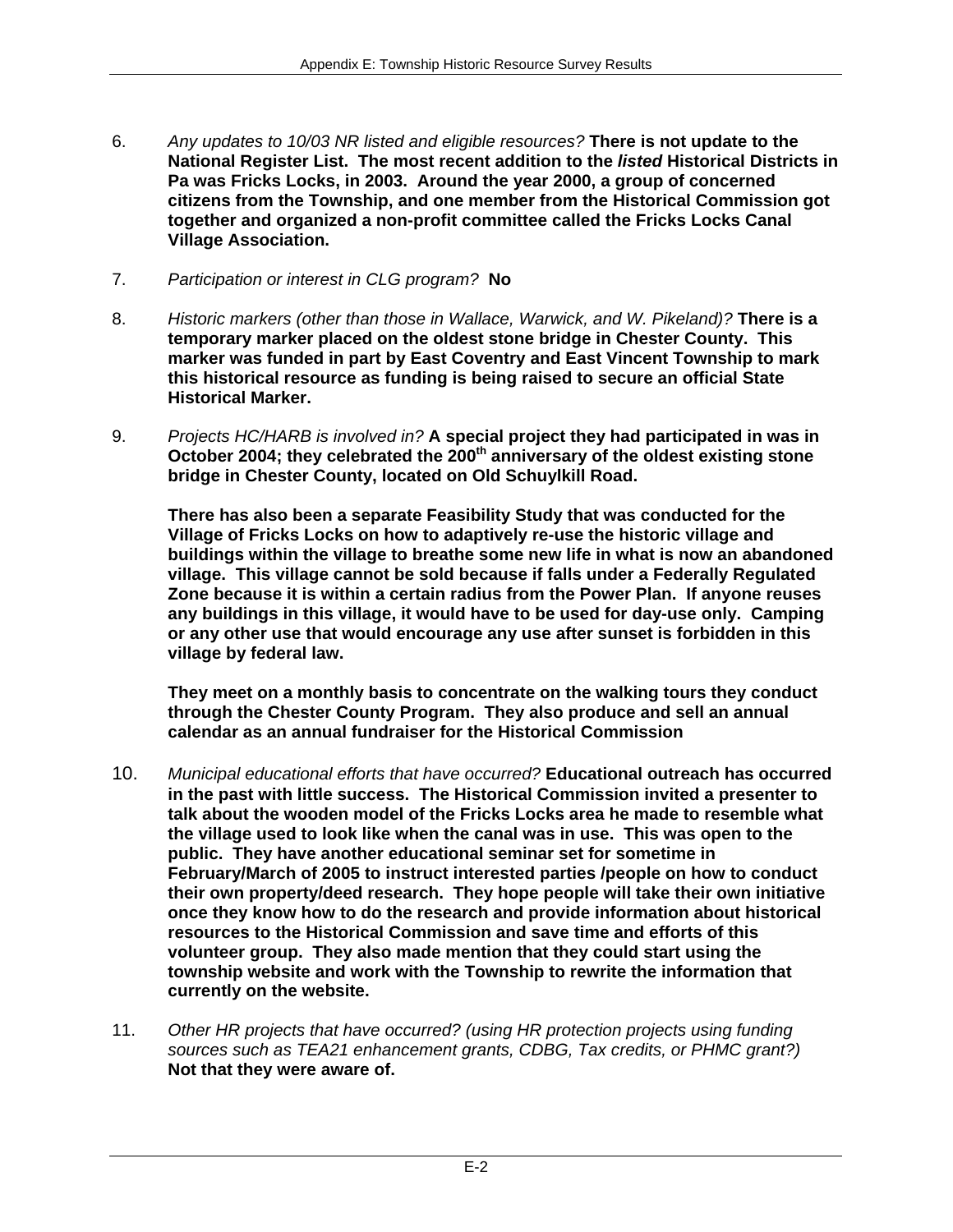6. *Any updates to 10/03 NR listed and eligible resources?* **There is not update to the National Register List. The most recent addition to the *listed* Historical Districts in Pa was Fricks Locks, in 2003. Around the year 2000, a group of concerned citizens from the Township, and one member from the Historical Commission got together and organized a non-profit committee called the Fricks Locks Canal Village Association.**

7. *Participation or interest in CLG program?* **No**

8. *Historic markers (other than those in Wallace, Warwick, and W. Pikeland)?* **There is a temporary marker placed on the oldest stone bridge in Chester County. This marker was funded in part by East Coventry and East Vincent Township to mark this historical resource as funding is being raised to secure an official State Historical Marker.**

9. *Projects HC/HARB is involved in?* **A special project they had participated in was in October 2004; they celebrated the 200th anniversary of the oldest existing stone bridge in Chester County, located on Old Schuylkill Road.**

   **There has also been a separate Feasibility Study that was conducted for the Village of Fricks Locks on how to adaptively re-use the historic village and buildings within the village to breathe some new life in what is now an abandoned village. This village cannot be sold because if falls under a Federally Regulated Zone because it is within a certain radius from the Power Plan. If anyone reuses any buildings in this village, it would have to be used for day-use only. Camping or any other use that would encourage any use after sunset is forbidden in this village by federal law.**

   **They meet on a monthly basis to concentrate on the walking tours they conduct through the Chester County Program. They also produce and sell an annual calendar as an annual fundraiser for the Historical Commission**

10. *Municipal educational efforts that have occurred?* **Educational outreach has occurred in the past with little success. The Historical Commission invited a presenter to talk about the wooden model of the Fricks Locks area he made to resemble what the village used to look like when the canal was in use. This was open to the public. They have another educational seminar set for sometime in February/March of 2005 to instruct interested parties /people on how to conduct their own property/deed research. They hope people will take their own initiative once they know how to do the research and provide information about historical resources to the Historical Commission and save time and efforts of this volunteer group. They also made mention that they could start using the township website and work with the Township to rewrite the information that currently on the website.**

11. *Other HR projects that have occurred? (using HR protection projects using funding sources such as TEA21 enhancement grants, CDBG, Tax credits, or PHMC grant?)* **Not that they were aware of.**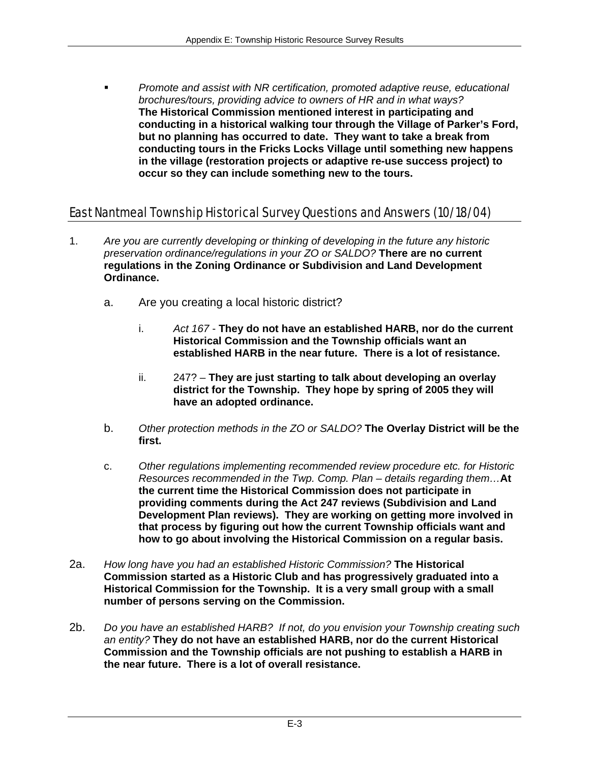- *Promote and assist with NR certification, promoted adaptive reuse, educational brochures/tours, providing advice to owners of HR and in what ways?* **The Historical Commission mentioned interest in participating and conducting in a historical walking tour through the Village of Parker's Ford, but no planning has occurred to date. They want to take a break from conducting tours in the Fricks Locks Village until something new happens in the village (restoration projects or adaptive re-use success project) to occur so they can include something new to the tours.**

## East Nantmeal Township Historical Survey Questions and Answers (10/18/04)

1. *Are you are currently developing or thinking of developing in the future any historic preservation ordinance/regulations in your ZO or SALDO?* **There are no current regulations in the Zoning Ordinance or Subdivision and Land Development Ordinance.**

   a. Are you creating a local historic district?

      i. *Act 167* - **They do not have an established HARB, nor do the current Historical Commission and the Township officials want an established HARB in the near future. There is a lot of resistance.**

      ii. 247? – **They are just starting to talk about developing an overlay district for the Township. They hope by spring of 2005 they will have an adopted ordinance.**

   b. *Other protection methods in the ZO or SALDO?* **The Overlay District will be the first.**

   c. *Other regulations implementing recommended review procedure etc. for Historic Resources recommended in the Twp. Comp. Plan – details regarding them…* **At the current time the Historical Commission does not participate in providing comments during the Act 247 reviews (Subdivision and Land Development Plan reviews). They are working on getting more involved in that process by figuring out how the current Township officials want and how to go about involving the Historical Commission on a regular basis.**

2a. *How long have you had an established Historic Commission?* **The Historical Commission started as a Historic Club and has progressively graduated into a Historical Commission for the Township. It is a very small group with a small number of persons serving on the Commission.**

2b. *Do you have an established HARB? If not, do you envision your Township creating such an entity?* **They do not have an established HARB, nor do the current Historical Commission and the Township officials are not pushing to establish a HARB in the near future. There is a lot of overall resistance.**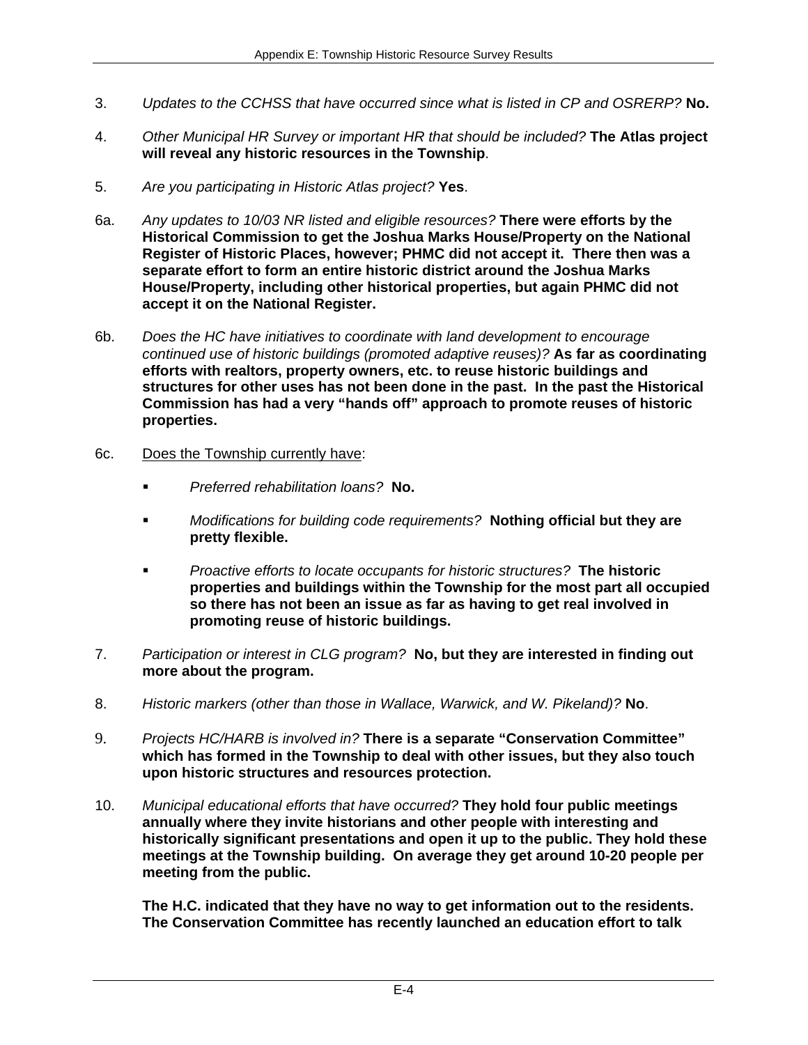3. *Updates to the CCHSS that have occurred since what is listed in CP and OSRERP?* **No.**

4. *Other Municipal HR Survey or important HR that should be included?* **The Atlas project will reveal any historic resources in the Township**.

5. *Are you participating in Historic Atlas project?* **Yes**.

6a. *Any updates to 10/03 NR listed and eligible resources?* **There were efforts by the Historical Commission to get the Joshua Marks House/Property on the National Register of Historic Places, however; PHMC did not accept it. There then was a separate effort to form an entire historic district around the Joshua Marks House/Property, including other historical properties, but again PHMC did not accept it on the National Register.**

6b. *Does the HC have initiatives to coordinate with land development to encourage continued use of historic buildings (promoted adaptive reuses)?* **As far as coordinating efforts with realtors, property owners, etc. to reuse historic buildings and structures for other uses has not been done in the past. In the past the Historical Commission has had a very "hands off" approach to promote reuses of historic properties.**

6c. Does the Township currently have:

- *Preferred rehabilitation loans?* **No.**
- *Modifications for building code requirements?* **Nothing official but they are pretty flexible.**
- *Proactive efforts to locate occupants for historic structures?* **The historic properties and buildings within the Township for the most part all occupied so there has not been an issue as far as having to get real involved in promoting reuse of historic buildings.**

7. *Participation or interest in CLG program?* **No, but they are interested in finding out more about the program.**

8. *Historic markers (other than those in Wallace, Warwick, and W. Pikeland)?* **No**.

9. *Projects HC/HARB is involved in?* **There is a separate "Conservation Committee" which has formed in the Township to deal with other issues, but they also touch upon historic structures and resources protection.**

10. *Municipal educational efforts that have occurred?* **They hold four public meetings annually where they invite historians and other people with interesting and historically significant presentations and open it up to the public. They hold these meetings at the Township building. On average they get around 10-20 people per meeting from the public.**

    **The H.C. indicated that they have no way to get information out to the residents. The Conservation Committee has recently launched an education effort to talk**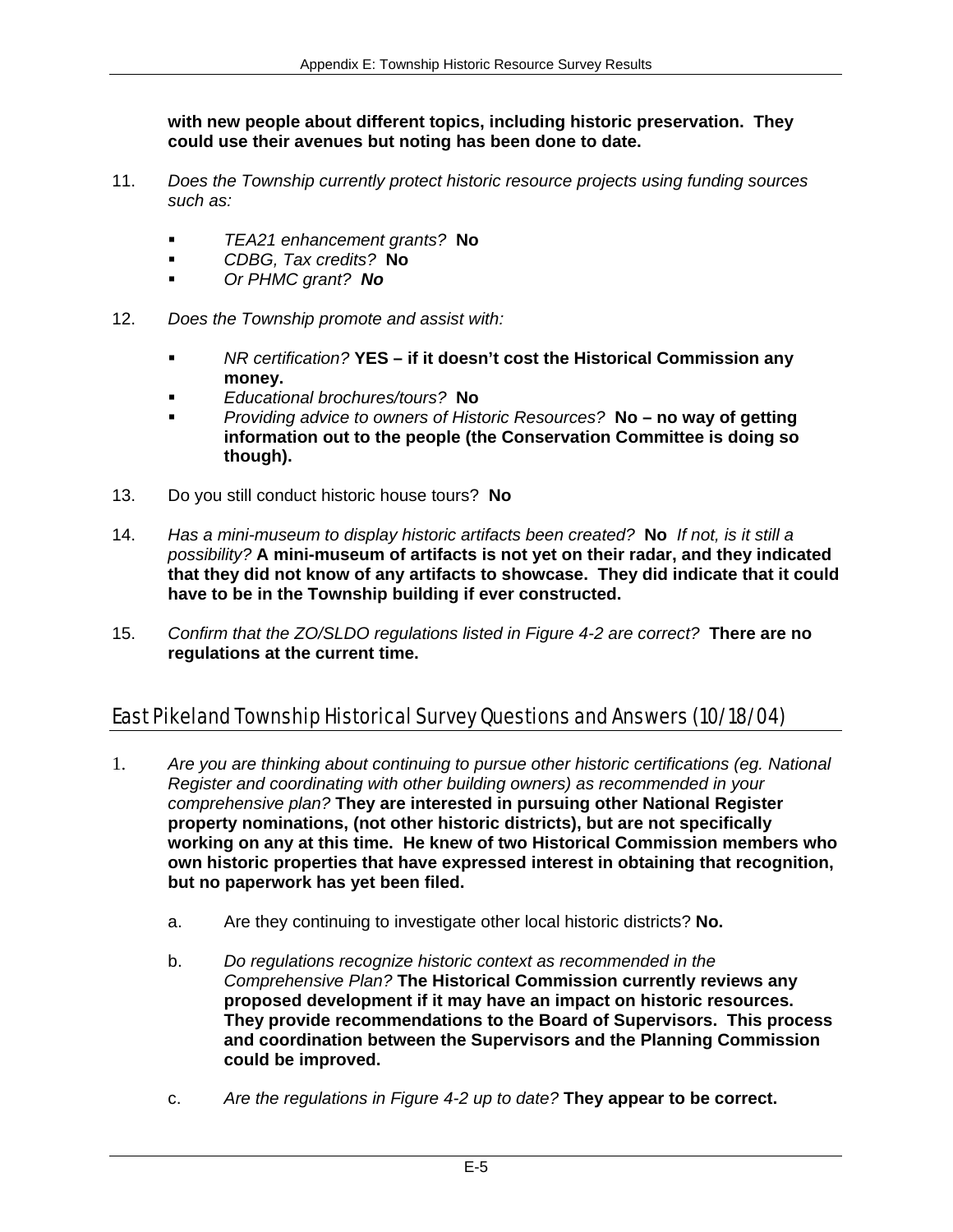**with new people about different topics, including historic preservation. They could use their avenues but noting has been done to date.**

11. *Does the Township currently protect historic resource projects using funding sources such as:*

    - *TEA21 enhancement grants?* **No**
    - *CDBG, Tax credits?* **No**
    - *Or PHMC grant?* ***No***

12. *Does the Township promote and assist with:*

    - *NR certification?* **YES – if it doesn't cost the Historical Commission any money.**
    - *Educational brochures/tours?* **No**
    - *Providing advice to owners of Historic Resources?* **No – no way of getting information out to the people (the Conservation Committee is doing so though).**

13. Do you still conduct historic house tours? **No**

14. *Has a mini-museum to display historic artifacts been created?* **No** *If not, is it still a possibility?* **A mini-museum of artifacts is not yet on their radar, and they indicated that they did not know of any artifacts to showcase. They did indicate that it could have to be in the Township building if ever constructed.**

15. *Confirm that the ZO/SLDO regulations listed in Figure 4-2 are correct?* **There are no regulations at the current time.**

## East Pikeland Township Historical Survey Questions and Answers (10/18/04)

1. *Are you are thinking about continuing to pursue other historic certifications (eg. National Register and coordinating with other building owners) as recommended in your comprehensive plan?* **They are interested in pursuing other National Register property nominations, (not other historic districts), but are not specifically working on any at this time. He knew of two Historical Commission members who own historic properties that have expressed interest in obtaining that recognition, but no paperwork has yet been filed.**

    a. Are they continuing to investigate other local historic districts? **No.**

    b. *Do regulations recognize historic context as recommended in the Comprehensive Plan?* **The Historical Commission currently reviews any proposed development if it may have an impact on historic resources. They provide recommendations to the Board of Supervisors. This process and coordination between the Supervisors and the Planning Commission could be improved.**

    c. *Are the regulations in Figure 4-2 up to date?* **They appear to be correct.**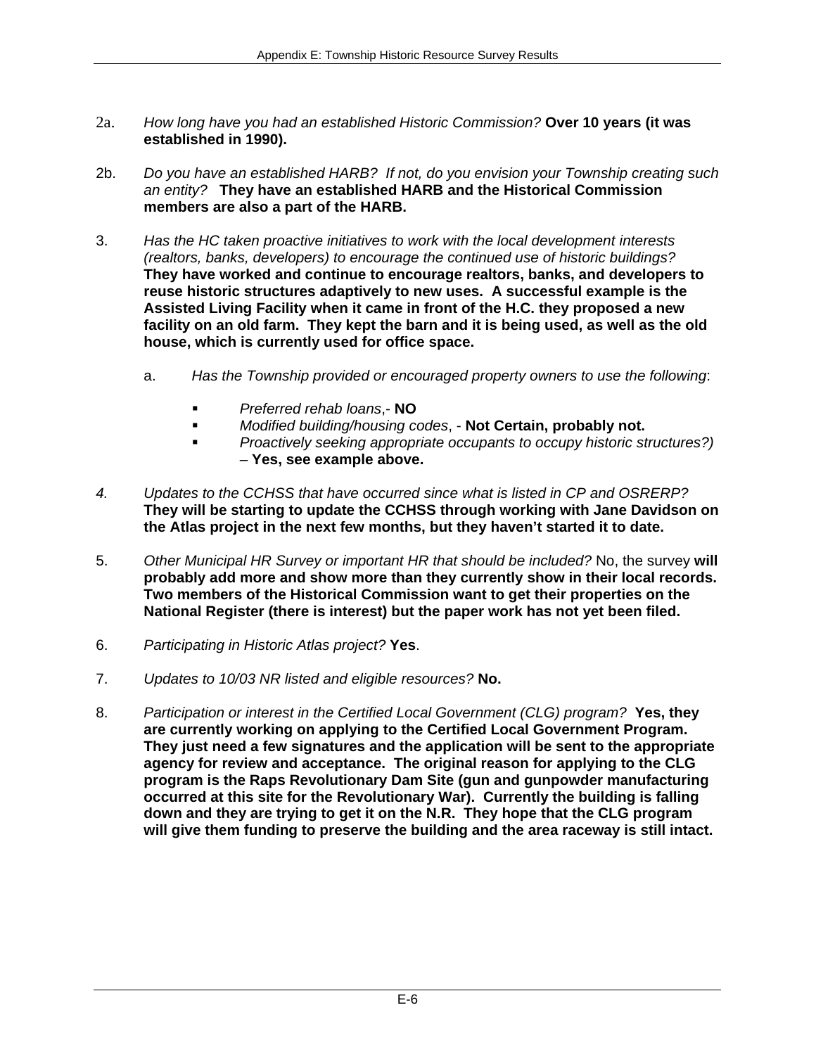2a. *How long have you had an established Historic Commission?* **Over 10 years (it was established in 1990).**

2b. *Do you have an established HARB? If not, do you envision your Township creating such an entity?* **They have an established HARB and the Historical Commission members are also a part of the HARB.**

3. *Has the HC taken proactive initiatives to work with the local development interests (realtors, banks, developers) to encourage the continued use of historic buildings?* **They have worked and continue to encourage realtors, banks, and developers to reuse historic structures adaptively to new uses. A successful example is the Assisted Living Facility when it came in front of the H.C. they proposed a new facility on an old farm. They kept the barn and it is being used, as well as the old house, which is currently used for office space.**

   a. *Has the Township provided or encouraged property owners to use the following*:

   - *Preferred rehab loans*,- **NO**
   - *Modified building/housing codes*, - **Not Certain, probably not.**
   - *Proactively seeking appropriate occupants to occupy historic structures?)* – **Yes, see example above.**

*4.* *Updates to the CCHSS that have occurred since what is listed in CP and OSRERP?* **They will be starting to update the CCHSS through working with Jane Davidson on the Atlas project in the next few months, but they haven't started it to date.**

5. *Other Municipal HR Survey or important HR that should be included?* No, the survey **will probably add more and show more than they currently show in their local records. Two members of the Historical Commission want to get their properties on the National Register (there is interest) but the paper work has not yet been filed.**

6. *Participating in Historic Atlas project?* **Yes**.

7. *Updates to 10/03 NR listed and eligible resources?* **No.**

8. *Participation or interest in the Certified Local Government (CLG) program?* **Yes, they are currently working on applying to the Certified Local Government Program. They just need a few signatures and the application will be sent to the appropriate agency for review and acceptance. The original reason for applying to the CLG program is the Raps Revolutionary Dam Site (gun and gunpowder manufacturing occurred at this site for the Revolutionary War). Currently the building is falling down and they are trying to get it on the N.R. They hope that the CLG program will give them funding to preserve the building and the area raceway is still intact.**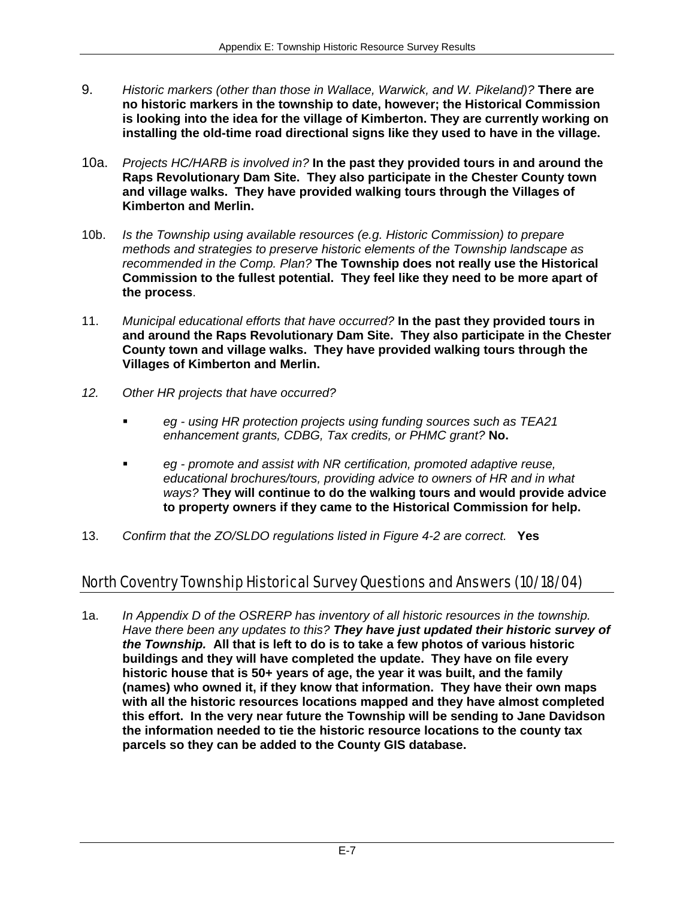9. *Historic markers (other than those in Wallace, Warwick, and W. Pikeland)?* **There are no historic markers in the township to date, however; the Historical Commission is looking into the idea for the village of Kimberton. They are currently working on installing the old-time road directional signs like they used to have in the village.**

10a. *Projects HC/HARB is involved in?* **In the past they provided tours in and around the Raps Revolutionary Dam Site. They also participate in the Chester County town and village walks. They have provided walking tours through the Villages of Kimberton and Merlin.**

10b. *Is the Township using available resources (e.g. Historic Commission) to prepare methods and strategies to preserve historic elements of the Township landscape as recommended in the Comp. Plan?* **The Township does not really use the Historical Commission to the fullest potential. They feel like they need to be more apart of the process**.

11. *Municipal educational efforts that have occurred?* **In the past they provided tours in and around the Raps Revolutionary Dam Site. They also participate in the Chester County town and village walks. They have provided walking tours through the Villages of Kimberton and Merlin.**

*12. Other HR projects that have occurred?*

- *eg - using HR protection projects using funding sources such as TEA21 enhancement grants, CDBG, Tax credits, or PHMC grant?* **No.**
- *eg - promote and assist with NR certification, promoted adaptive reuse, educational brochures/tours, providing advice to owners of HR and in what ways?* **They will continue to do the walking tours and would provide advice to property owners if they came to the Historical Commission for help.**

13. *Confirm that the ZO/SLDO regulations listed in Figure 4-2 are correct.* **Yes**

## North Coventry Township Historical Survey Questions and Answers (10/18/04)

1a. *In Appendix D of the OSRERP has inventory of all historic resources in the township. Have there been any updates to this?* ***They have just updated their historic survey of the Township.*** **All that is left to do is to take a few photos of various historic buildings and they will have completed the update. They have on file every historic house that is 50+ years of age, the year it was built, and the family (names) who owned it, if they know that information. They have their own maps with all the historic resources locations mapped and they have almost completed this effort. In the very near future the Township will be sending to Jane Davidson the information needed to tie the historic resource locations to the county tax parcels so they can be added to the County GIS database.**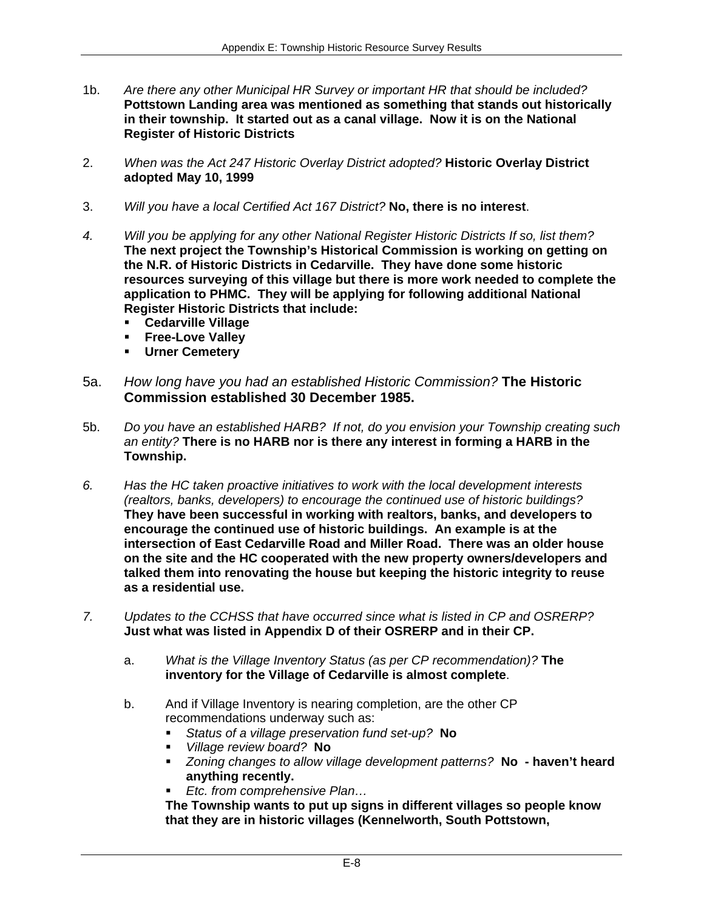1b. *Are there any other Municipal HR Survey or important HR that should be included?* **Pottstown Landing area was mentioned as something that stands out historically in their township. It started out as a canal village. Now it is on the National Register of Historic Districts**

2. *When was the Act 247 Historic Overlay District adopted?* **Historic Overlay District adopted May 10, 1999**

3. *Will you have a local Certified Act 167 District?* **No, there is no interest**.

4. *Will you be applying for any other National Register Historic Districts If so, list them?* **The next project the Township's Historical Commission is working on getting on the N.R. of Historic Districts in Cedarville. They have done some historic resources surveying of this village but there is more work needed to complete the application to PHMC. They will be applying for following additional National Register Historic Districts that include:**
   - **Cedarville Village**
   - **Free-Love Valley**
   - **Urner Cemetery**

5a. *How long have you had an established Historic Commission?* **The Historic Commission established 30 December 1985.**

5b. *Do you have an established HARB? If not, do you envision your Township creating such an entity?* **There is no HARB nor is there any interest in forming a HARB in the Township.**

6. *Has the HC taken proactive initiatives to work with the local development interests (realtors, banks, developers) to encourage the continued use of historic buildings?* **They have been successful in working with realtors, banks, and developers to encourage the continued use of historic buildings. An example is at the intersection of East Cedarville Road and Miller Road. There was an older house on the site and the HC cooperated with the new property owners/developers and talked them into renovating the house but keeping the historic integrity to reuse as a residential use.**

7. *Updates to the CCHSS that have occurred since what is listed in CP and OSRERP?* **Just what was listed in Appendix D of their OSRERP and in their CP.**

   a. *What is the Village Inventory Status (as per CP recommendation)?* **The inventory for the Village of Cedarville is almost complete**.

   b. And if Village Inventory is nearing completion, are the other CP recommendations underway such as:
      - *Status of a village preservation fund set-up?* **No**
      - *Village review board?* **No**
      - *Zoning changes to allow village development patterns?* **No - haven't heard anything recently.**
      - *Etc. from comprehensive Plan…*

      **The Township wants to put up signs in different villages so people know that they are in historic villages (Kennelworth, South Pottstown,**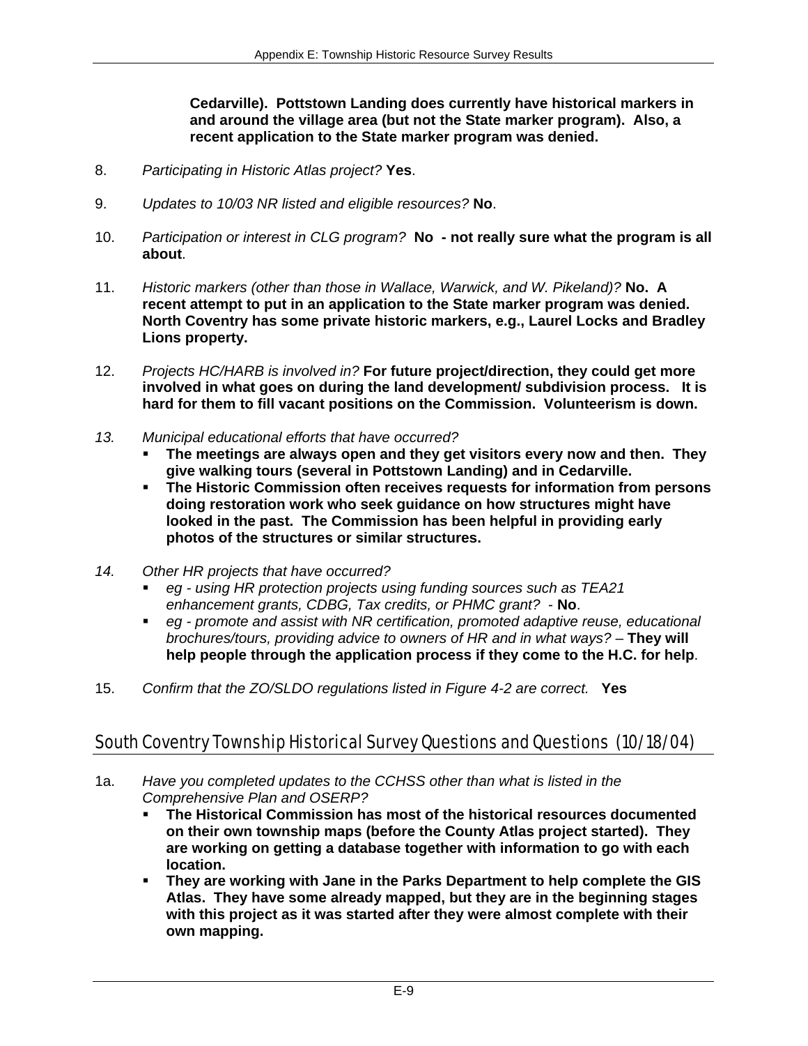**Cedarville). Pottstown Landing does currently have historical markers in and around the village area (but not the State marker program). Also, a recent application to the State marker program was denied.**

8. *Participating in Historic Atlas project?* **Yes**.

9. *Updates to 10/03 NR listed and eligible resources?* **No**.

10. *Participation or interest in CLG program?* **No - not really sure what the program is all about**.

11. *Historic markers (other than those in Wallace, Warwick, and W. Pikeland)?* **No. A recent attempt to put in an application to the State marker program was denied. North Coventry has some private historic markers, e.g., Laurel Locks and Bradley Lions property.**

12. *Projects HC/HARB is involved in?* **For future project/direction, they could get more involved in what goes on during the land development/ subdivision process. It is hard for them to fill vacant positions on the Commission. Volunteerism is down.**

13. *Municipal educational efforts that have occurred?*
    - **The meetings are always open and they get visitors every now and then. They give walking tours (several in Pottstown Landing) and in Cedarville.**
    - **The Historic Commission often receives requests for information from persons doing restoration work who seek guidance on how structures might have looked in the past. The Commission has been helpful in providing early photos of the structures or similar structures.**

14. *Other HR projects that have occurred?*
    - *eg - using HR protection projects using funding sources such as TEA21 enhancement grants, CDBG, Tax credits, or PHMC grant?* - **No**.
    - *eg - promote and assist with NR certification, promoted adaptive reuse, educational brochures/tours, providing advice to owners of HR and in what ways?* – **They will help people through the application process if they come to the H.C. for help**.

15. *Confirm that the ZO/SLDO regulations listed in Figure 4-2 are correct.* **Yes**

## South Coventry Township Historical Survey Questions and Questions (10/18/04)

1a. *Have you completed updates to the CCHSS other than what is listed in the Comprehensive Plan and OSERP?*
    - **The Historical Commission has most of the historical resources documented on their own township maps (before the County Atlas project started). They are working on getting a database together with information to go with each location.**
    - **They are working with Jane in the Parks Department to help complete the GIS Atlas. They have some already mapped, but they are in the beginning stages with this project as it was started after they were almost complete with their own mapping.**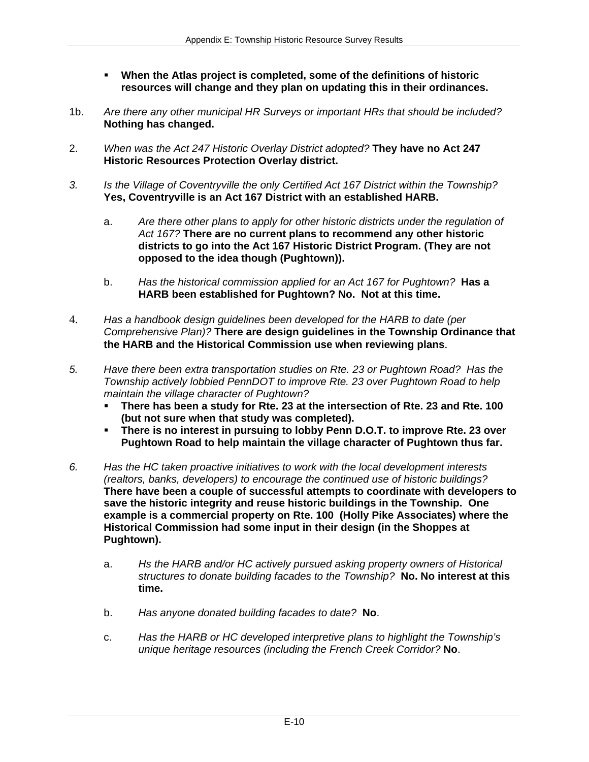- **When the Atlas project is completed, some of the definitions of historic resources will change and they plan on updating this in their ordinances.**

1b. *Are there any other municipal HR Surveys or important HRs that should be included?* **Nothing has changed.**

2. *When was the Act 247 Historic Overlay District adopted?* **They have no Act 247 Historic Resources Protection Overlay district.**

*3.* *Is the Village of Coventryville the only Certified Act 167 District within the Township?* **Yes, Coventryville is an Act 167 District with an established HARB.**

   a. *Are there other plans to apply for other historic districts under the regulation of Act 167?* **There are no current plans to recommend any other historic districts to go into the Act 167 Historic District Program. (They are not opposed to the idea though (Pughtown)).**

   b. *Has the historical commission applied for an Act 167 for Pughtown?* **Has a HARB been established for Pughtown? No. Not at this time.**

4. *Has a handbook design guidelines been developed for the HARB to date (per Comprehensive Plan)?* **There are design guidelines in the Township Ordinance that the HARB and the Historical Commission use when reviewing plans**.

*5.* *Have there been extra transportation studies on Rte. 23 or Pughtown Road? Has the Township actively lobbied PennDOT to improve Rte. 23 over Pughtown Road to help maintain the village character of Pughtown?*
   - **There has been a study for Rte. 23 at the intersection of Rte. 23 and Rte. 100 (but not sure when that study was completed).**
   - **There is no interest in pursuing to lobby Penn D.O.T. to improve Rte. 23 over Pughtown Road to help maintain the village character of Pughtown thus far.**

*6.* *Has the HC taken proactive initiatives to work with the local development interests (realtors, banks, developers) to encourage the continued use of historic buildings?* **There have been a couple of successful attempts to coordinate with developers to save the historic integrity and reuse historic buildings in the Township. One example is a commercial property on Rte. 100 (Holly Pike Associates) where the Historical Commission had some input in their design (in the Shoppes at Pughtown).**

   a. *Hs the HARB and/or HC actively pursued asking property owners of Historical structures to donate building facades to the Township?* **No. No interest at this time.**

   b. *Has anyone donated building facades to date?* **No**.

   c. *Has the HARB or HC developed interpretive plans to highlight the Township's unique heritage resources (including the French Creek Corridor?* **No**.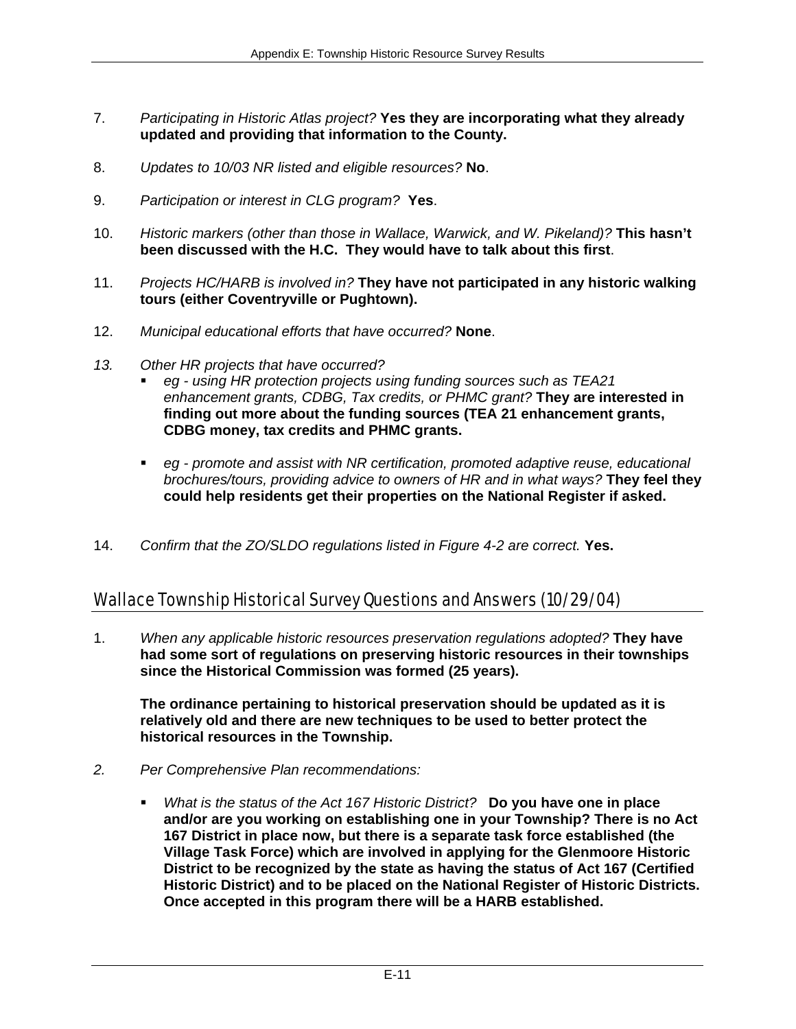7. *Participating in Historic Atlas project?* **Yes they are incorporating what they already updated and providing that information to the County.**

8. *Updates to 10/03 NR listed and eligible resources?* **No**.

9. *Participation or interest in CLG program?* **Yes**.

10. *Historic markers (other than those in Wallace, Warwick, and W. Pikeland)?* **This hasn't been discussed with the H.C. They would have to talk about this first**.

11. *Projects HC/HARB is involved in?* **They have not participated in any historic walking tours (either Coventryville or Pughtown).**

12. *Municipal educational efforts that have occurred?* **None**.

13. *Other HR projects that have occurred?*
    - *eg - using HR protection projects using funding sources such as TEA21 enhancement grants, CDBG, Tax credits, or PHMC grant?* **They are interested in finding out more about the funding sources (TEA 21 enhancement grants, CDBG money, tax credits and PHMC grants.**

    - *eg - promote and assist with NR certification, promoted adaptive reuse, educational brochures/tours, providing advice to owners of HR and in what ways?* **They feel they could help residents get their properties on the National Register if asked.**

14. *Confirm that the ZO/SLDO regulations listed in Figure 4-2 are correct.* **Yes.**

## Wallace Township Historical Survey Questions and Answers (10/29/04)

1. *When any applicable historic resources preservation regulations adopted?* **They have had some sort of regulations on preserving historic resources in their townships since the Historical Commission was formed (25 years).**

   **The ordinance pertaining to historical preservation should be updated as it is relatively old and there are new techniques to be used to better protect the historical resources in the Township.**

2. *Per Comprehensive Plan recommendations:*

    - *What is the status of the Act 167 Historic District?* **Do you have one in place and/or are you working on establishing one in your Township? There is no Act 167 District in place now, but there is a separate task force established (the Village Task Force) which are involved in applying for the Glenmoore Historic District to be recognized by the state as having the status of Act 167 (Certified Historic District) and to be placed on the National Register of Historic Districts. Once accepted in this program there will be a HARB established.**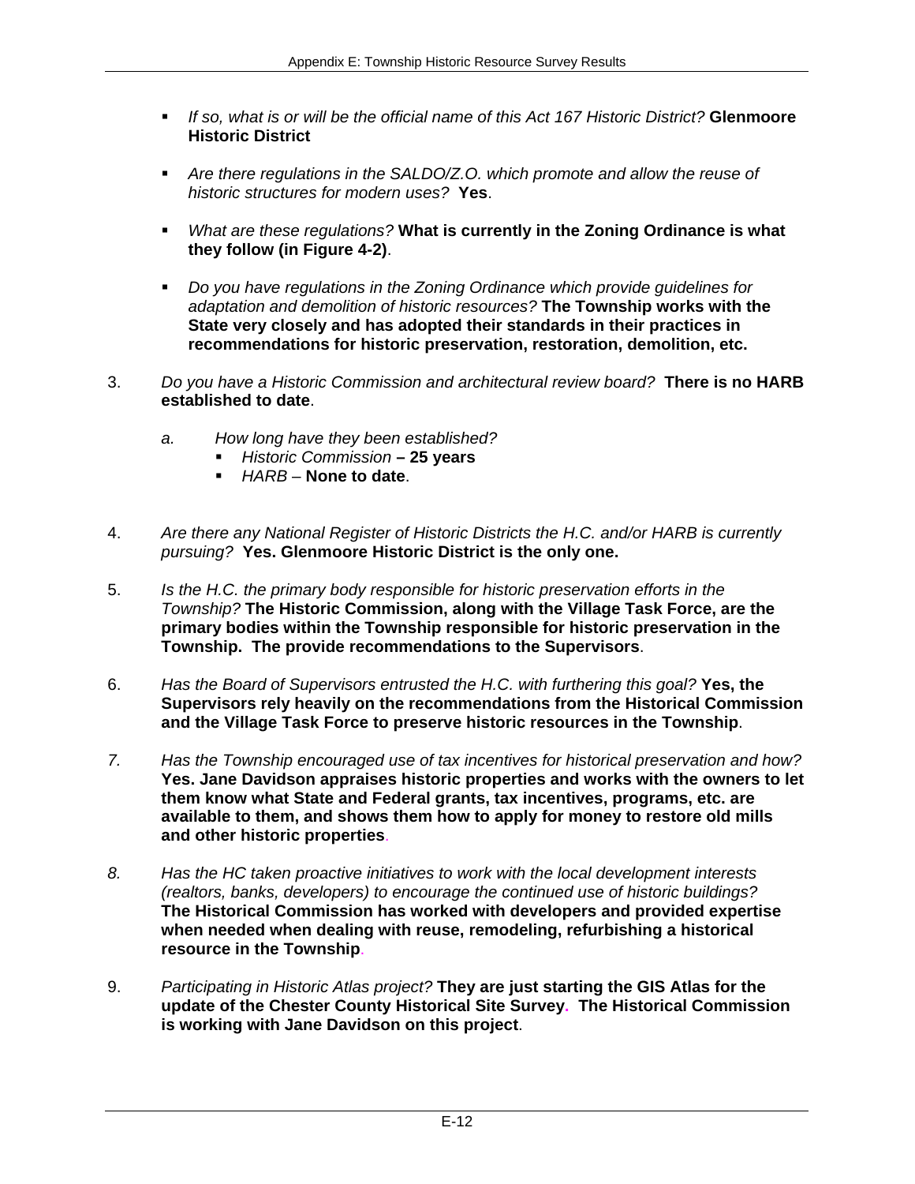- *If so, what is or will be the official name of this Act 167 Historic District?* **Glenmoore Historic District**

- *Are there regulations in the SALDO/Z.O. which promote and allow the reuse of historic structures for modern uses?* **Yes**.

- *What are these regulations?* **What is currently in the Zoning Ordinance is what they follow (in Figure 4-2)**.

- *Do you have regulations in the Zoning Ordinance which provide guidelines for adaptation and demolition of historic resources?* **The Township works with the State very closely and has adopted their standards in their practices in recommendations for historic preservation, restoration, demolition, etc.**

3. *Do you have a Historic Commission and architectural review board?* **There is no HARB established to date**.

   a. *How long have they been established?*
      - *Historic Commission* **– 25 years**
      - *HARB* – **None to date**.

4. *Are there any National Register of Historic Districts the H.C. and/or HARB is currently pursuing?* **Yes. Glenmoore Historic District is the only one.**

5. *Is the H.C. the primary body responsible for historic preservation efforts in the Township?* **The Historic Commission, along with the Village Task Force, are the primary bodies within the Township responsible for historic preservation in the Township. The provide recommendations to the Supervisors**.

6. *Has the Board of Supervisors entrusted the H.C. with furthering this goal?* **Yes, the Supervisors rely heavily on the recommendations from the Historical Commission and the Village Task Force to preserve historic resources in the Township**.

7. *Has the Township encouraged use of tax incentives for historical preservation and how?* **Yes. Jane Davidson appraises historic properties and works with the owners to let them know what State and Federal grants, tax incentives, programs, etc. are available to them, and shows them how to apply for money to restore old mills and other historic properties**.

8. *Has the HC taken proactive initiatives to work with the local development interests (realtors, banks, developers) to encourage the continued use of historic buildings?* **The Historical Commission has worked with developers and provided expertise when needed when dealing with reuse, remodeling, refurbishing a historical resource in the Township**.

9. *Participating in Historic Atlas project?* **They are just starting the GIS Atlas for the update of the Chester County Historical Site Survey. The Historical Commission is working with Jane Davidson on this project**.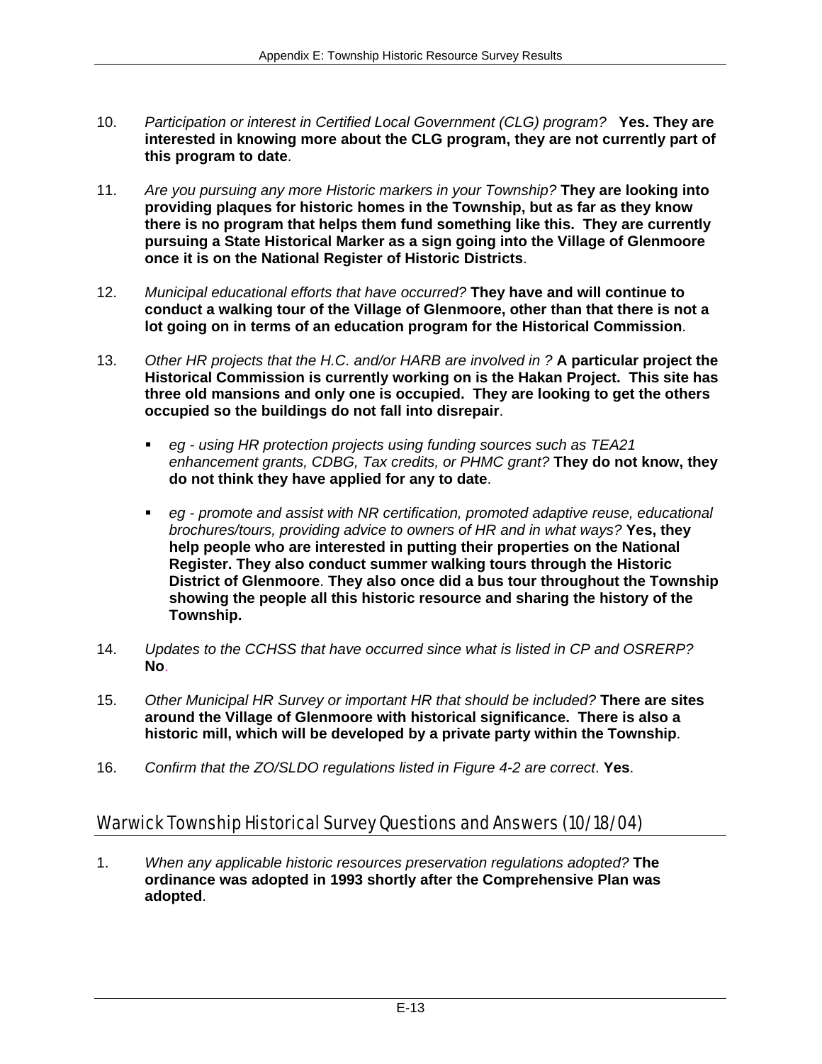10. *Participation or interest in Certified Local Government (CLG) program?* **Yes. They are interested in knowing more about the CLG program, they are not currently part of this program to date**.

11. *Are you pursuing any more Historic markers in your Township?* **They are looking into providing plaques for historic homes in the Township, but as far as they know there is no program that helps them fund something like this. They are currently pursuing a State Historical Marker as a sign going into the Village of Glenmoore once it is on the National Register of Historic Districts**.

12. *Municipal educational efforts that have occurred?* **They have and will continue to conduct a walking tour of the Village of Glenmoore, other than that there is not a lot going on in terms of an education program for the Historical Commission**.

13. *Other HR projects that the H.C. and/or HARB are involved in ?* **A particular project the Historical Commission is currently working on is the Hakan Project. This site has three old mansions and only one is occupied. They are looking to get the others occupied so the buildings do not fall into disrepair**.

    - *eg - using HR protection projects using funding sources such as TEA21 enhancement grants, CDBG, Tax credits, or PHMC grant?* **They do not know, they do not think they have applied for any to date**.

    - *eg - promote and assist with NR certification, promoted adaptive reuse, educational brochures/tours, providing advice to owners of HR and in what ways?* **Yes, they help people who are interested in putting their properties on the National Register. They also conduct summer walking tours through the Historic District of Glenmoore**. **They also once did a bus tour throughout the Township showing the people all this historic resource and sharing the history of the Township.**

14. *Updates to the CCHSS that have occurred since what is listed in CP and OSRERP?* **No**.

15. *Other Municipal HR Survey or important HR that should be included?* **There are sites around the Village of Glenmoore with historical significance. There is also a historic mill, which will be developed by a private party within the Township**.

16. *Confirm that the ZO/SLDO regulations listed in Figure 4-2 are correct*. **Yes**.

## Warwick Township Historical Survey Questions and Answers (10/18/04)

1. *When any applicable historic resources preservation regulations adopted?* **The ordinance was adopted in 1993 shortly after the Comprehensive Plan was adopted**.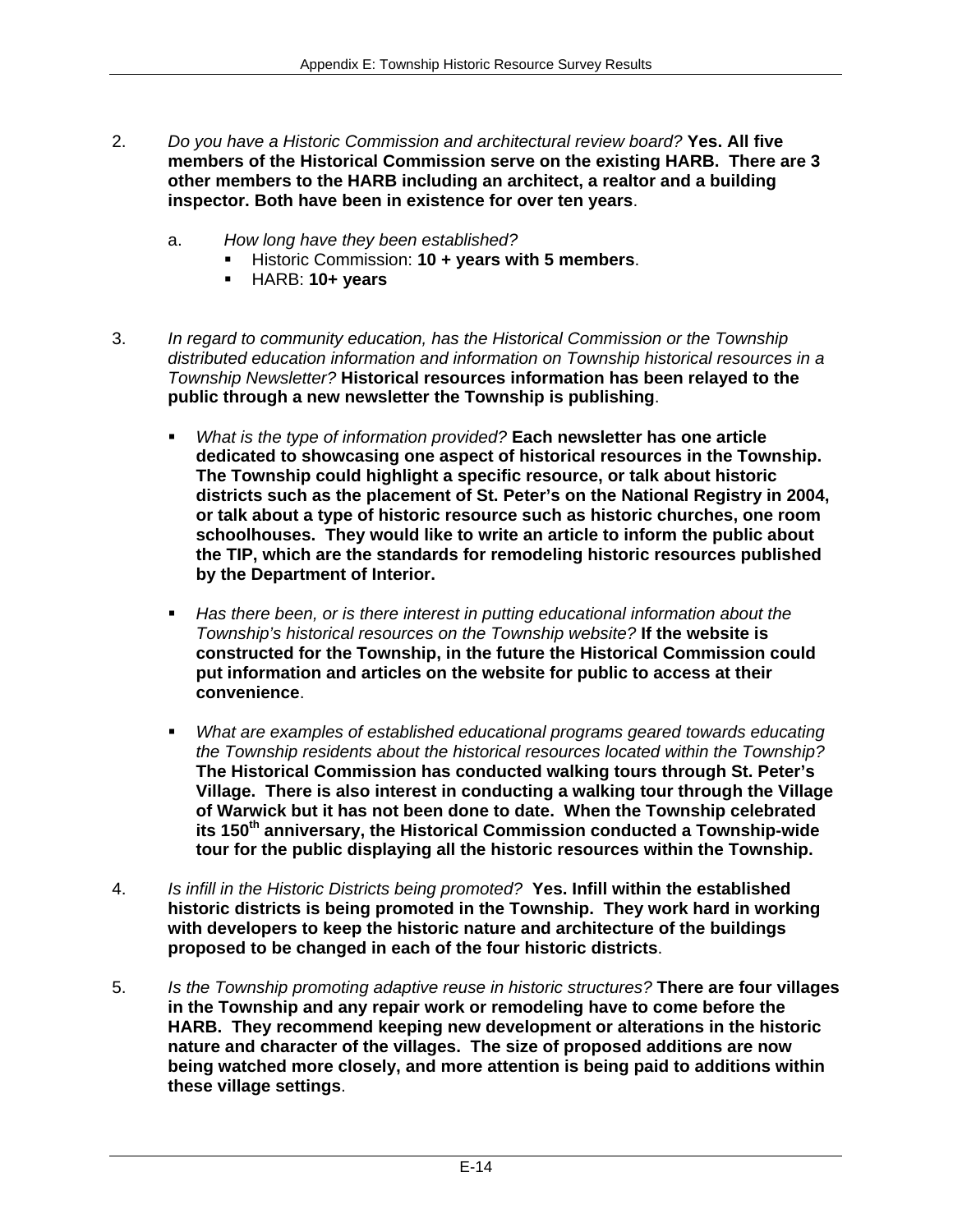2. *Do you have a Historic Commission and architectural review board?* **Yes. All five members of the Historical Commission serve on the existing HARB. There are 3 other members to the HARB including an architect, a realtor and a building inspector. Both have been in existence for over ten years**.

   a. *How long have they been established?*
      - Historic Commission: **10 + years with 5 members**.
      - HARB: **10+ years**

3. *In regard to community education, has the Historical Commission or the Township distributed education information and information on Township historical resources in a Township Newsletter?* **Historical resources information has been relayed to the public through a new newsletter the Township is publishing**.

   - *What is the type of information provided?* **Each newsletter has one article dedicated to showcasing one aspect of historical resources in the Township. The Township could highlight a specific resource, or talk about historic districts such as the placement of St. Peter's on the National Registry in 2004, or talk about a type of historic resource such as historic churches, one room schoolhouses. They would like to write an article to inform the public about the TIP, which are the standards for remodeling historic resources published by the Department of Interior.**

   - *Has there been, or is there interest in putting educational information about the Township's historical resources on the Township website?* **If the website is constructed for the Township, in the future the Historical Commission could put information and articles on the website for public to access at their convenience**.

   - *What are examples of established educational programs geared towards educating the Township residents about the historical resources located within the Township?* **The Historical Commission has conducted walking tours through St. Peter's Village. There is also interest in conducting a walking tour through the Village of Warwick but it has not been done to date. When the Township celebrated its 150th anniversary, the Historical Commission conducted a Township-wide tour for the public displaying all the historic resources within the Township.**

4. *Is infill in the Historic Districts being promoted?* **Yes. Infill within the established historic districts is being promoted in the Township. They work hard in working with developers to keep the historic nature and architecture of the buildings proposed to be changed in each of the four historic districts**.

5. *Is the Township promoting adaptive reuse in historic structures?* **There are four villages in the Township and any repair work or remodeling have to come before the HARB. They recommend keeping new development or alterations in the historic nature and character of the villages. The size of proposed additions are now being watched more closely, and more attention is being paid to additions within these village settings**.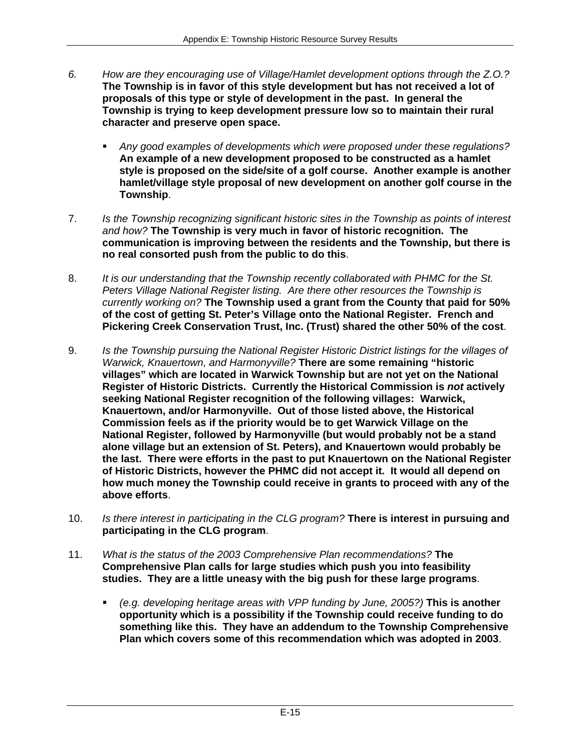6. *How are they encouraging use of Village/Hamlet development options through the Z.O.?* **The Township is in favor of this style development but has not received a lot of proposals of this type or style of development in the past. In general the Township is trying to keep development pressure low so to maintain their rural character and preserve open space.**

   - *Any good examples of developments which were proposed under these regulations?* **An example of a new development proposed to be constructed as a hamlet style is proposed on the side/site of a golf course. Another example is another hamlet/village style proposal of new development on another golf course in the Township**.

7. *Is the Township recognizing significant historic sites in the Township as points of interest and how?* **The Township is very much in favor of historic recognition. The communication is improving between the residents and the Township, but there is no real consorted push from the public to do this**.

8. *It is our understanding that the Township recently collaborated with PHMC for the St. Peters Village National Register listing. Are there other resources the Township is currently working on?* **The Township used a grant from the County that paid for 50% of the cost of getting St. Peter's Village onto the National Register. French and Pickering Creek Conservation Trust, Inc. (Trust) shared the other 50% of the cost**.

9. *Is the Township pursuing the National Register Historic District listings for the villages of Warwick, Knauertown, and Harmonyville?* **There are some remaining "historic villages" which are located in Warwick Township but are not yet on the National Register of Historic Districts. Currently the Historical Commission is *not* actively seeking National Register recognition of the following villages: Warwick, Knauertown, and/or Harmonyville. Out of those listed above, the Historical Commission feels as if the priority would be to get Warwick Village on the National Register, followed by Harmonyville (but would probably not be a stand alone village but an extension of St. Peters), and Knauertown would probably be the last. There were efforts in the past to put Knauertown on the National Register of Historic Districts, however the PHMC did not accept it. It would all depend on how much money the Township could receive in grants to proceed with any of the above efforts**.

10. *Is there interest in participating in the CLG program?* **There is interest in pursuing and participating in the CLG program**.

11. *What is the status of the 2003 Comprehensive Plan recommendations?* **The Comprehensive Plan calls for large studies which push you into feasibility studies. They are a little uneasy with the big push for these large programs**.

    - *(e.g. developing heritage areas with VPP funding by June, 2005?)* **This is another opportunity which is a possibility if the Township could receive funding to do something like this. They have an addendum to the Township Comprehensive Plan which covers some of this recommendation which was adopted in 2003**.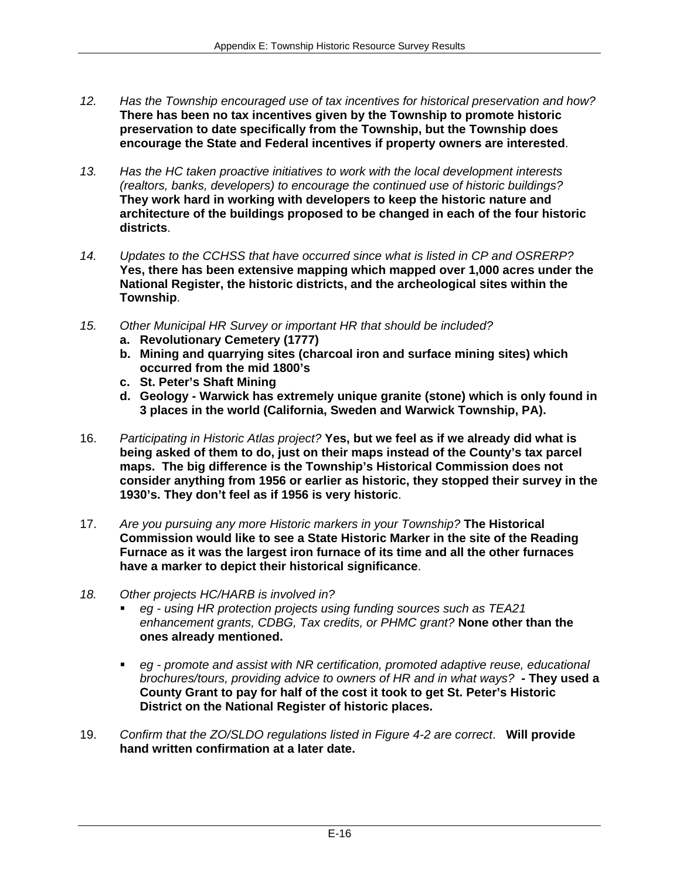12. *Has the Township encouraged use of tax incentives for historical preservation and how?* **There has been no tax incentives given by the Township to promote historic preservation to date specifically from the Township, but the Township does encourage the State and Federal incentives if property owners are interested**.

13. *Has the HC taken proactive initiatives to work with the local development interests (realtors, banks, developers) to encourage the continued use of historic buildings?* **They work hard in working with developers to keep the historic nature and architecture of the buildings proposed to be changed in each of the four historic districts**.

14. *Updates to the CCHSS that have occurred since what is listed in CP and OSRERP?* **Yes, there has been extensive mapping which mapped over 1,000 acres under the National Register, the historic districts, and the archeological sites within the Township**.

15. *Other Municipal HR Survey or important HR that should be included?*
    - **a. Revolutionary Cemetery (1777)**
    - **b. Mining and quarrying sites (charcoal iron and surface mining sites) which occurred from the mid 1800's**
    - **c. St. Peter's Shaft Mining**
    - **d. Geology - Warwick has extremely unique granite (stone) which is only found in 3 places in the world (California, Sweden and Warwick Township, PA).**

16. *Participating in Historic Atlas project?* **Yes, but we feel as if we already did what is being asked of them to do, just on their maps instead of the County's tax parcel maps. The big difference is the Township's Historical Commission does not consider anything from 1956 or earlier as historic, they stopped their survey in the 1930's. They don't feel as if 1956 is very historic**.

17. *Are you pursuing any more Historic markers in your Township?* **The Historical Commission would like to see a State Historic Marker in the site of the Reading Furnace as it was the largest iron furnace of its time and all the other furnaces have a marker to depict their historical significance**.

18. *Other projects HC/HARB is involved in?*
    - *eg - using HR protection projects using funding sources such as TEA21 enhancement grants, CDBG, Tax credits, or PHMC grant?* **None other than the ones already mentioned.**
    - *eg - promote and assist with NR certification, promoted adaptive reuse, educational brochures/tours, providing advice to owners of HR and in what ways?* **- They used a County Grant to pay for half of the cost it took to get St. Peter's Historic District on the National Register of historic places.**

19. *Confirm that the ZO/SLDO regulations listed in Figure 4-2 are correct*. **Will provide hand written confirmation at a later date.**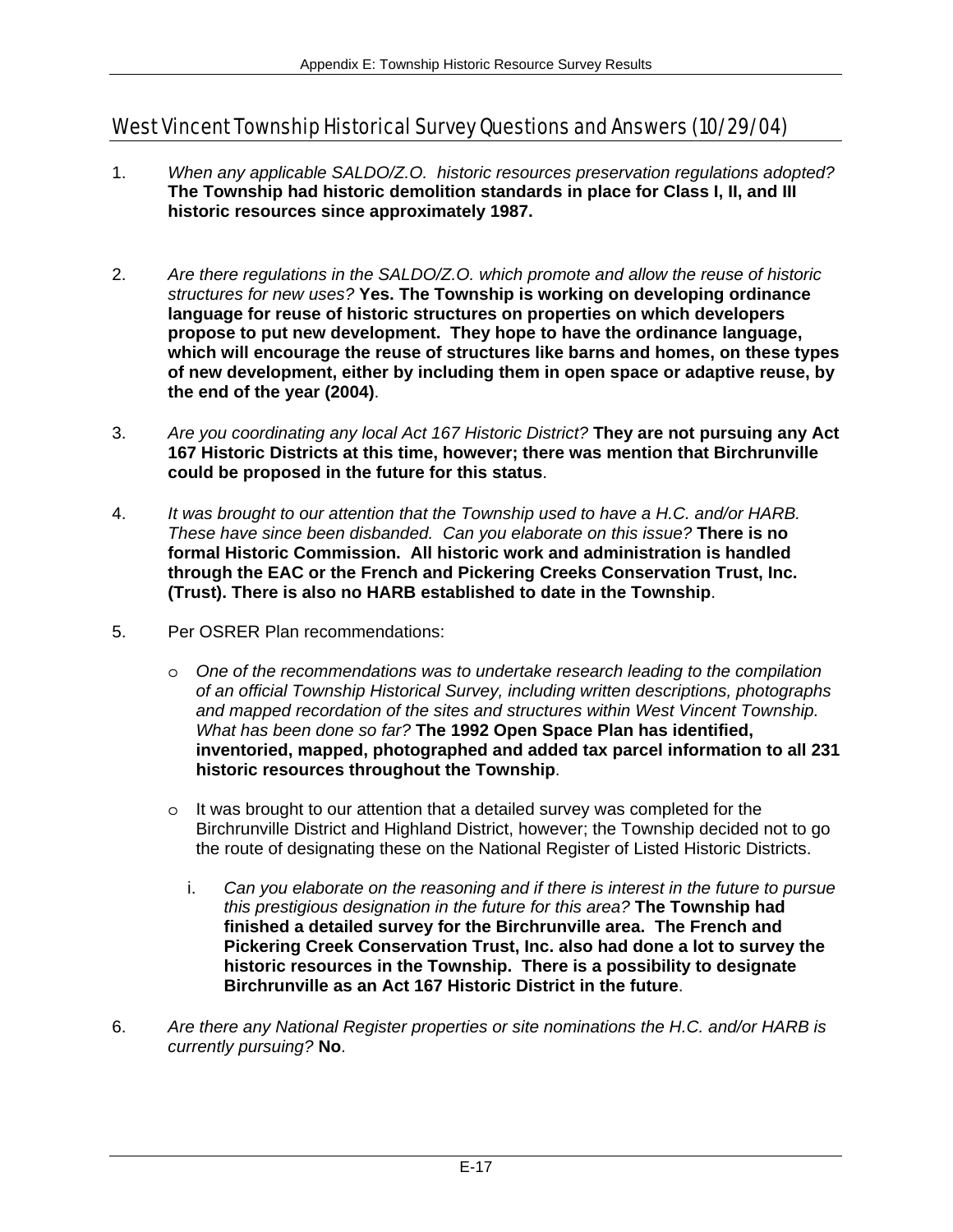## West Vincent Township Historical Survey Questions and Answers (10/29/04)

1. *When any applicable SALDO/Z.O. historic resources preservation regulations adopted?* **The Township had historic demolition standards in place for Class I, II, and III historic resources since approximately 1987.**

2. *Are there regulations in the SALDO/Z.O. which promote and allow the reuse of historic structures for new uses?* **Yes. The Township is working on developing ordinance language for reuse of historic structures on properties on which developers propose to put new development. They hope to have the ordinance language, which will encourage the reuse of structures like barns and homes, on these types of new development, either by including them in open space or adaptive reuse, by the end of the year (2004)**.

3. *Are you coordinating any local Act 167 Historic District?* **They are not pursuing any Act 167 Historic Districts at this time, however; there was mention that Birchrunville could be proposed in the future for this status**.

4. *It was brought to our attention that the Township used to have a H.C. and/or HARB. These have since been disbanded. Can you elaborate on this issue?* **There is no formal Historic Commission. All historic work and administration is handled through the EAC or the French and Pickering Creeks Conservation Trust, Inc. (Trust). There is also no HARB established to date in the Township**.

5. Per OSRER Plan recommendations:

   - *One of the recommendations was to undertake research leading to the compilation of an official Township Historical Survey, including written descriptions, photographs and mapped recordation of the sites and structures within West Vincent Township. What has been done so far?* **The 1992 Open Space Plan has identified, inventoried, mapped, photographed and added tax parcel information to all 231 historic resources throughout the Township**.

   - It was brought to our attention that a detailed survey was completed for the Birchrunville District and Highland District, however; the Township decided not to go the route of designating these on the National Register of Listed Historic Districts.

     i. *Can you elaborate on the reasoning and if there is interest in the future to pursue this prestigious designation in the future for this area?* **The Township had finished a detailed survey for the Birchrunville area. The French and Pickering Creek Conservation Trust, Inc. also had done a lot to survey the historic resources in the Township. There is a possibility to designate Birchrunville as an Act 167 Historic District in the future**.

6. *Are there any National Register properties or site nominations the H.C. and/or HARB is currently pursuing?* **No**.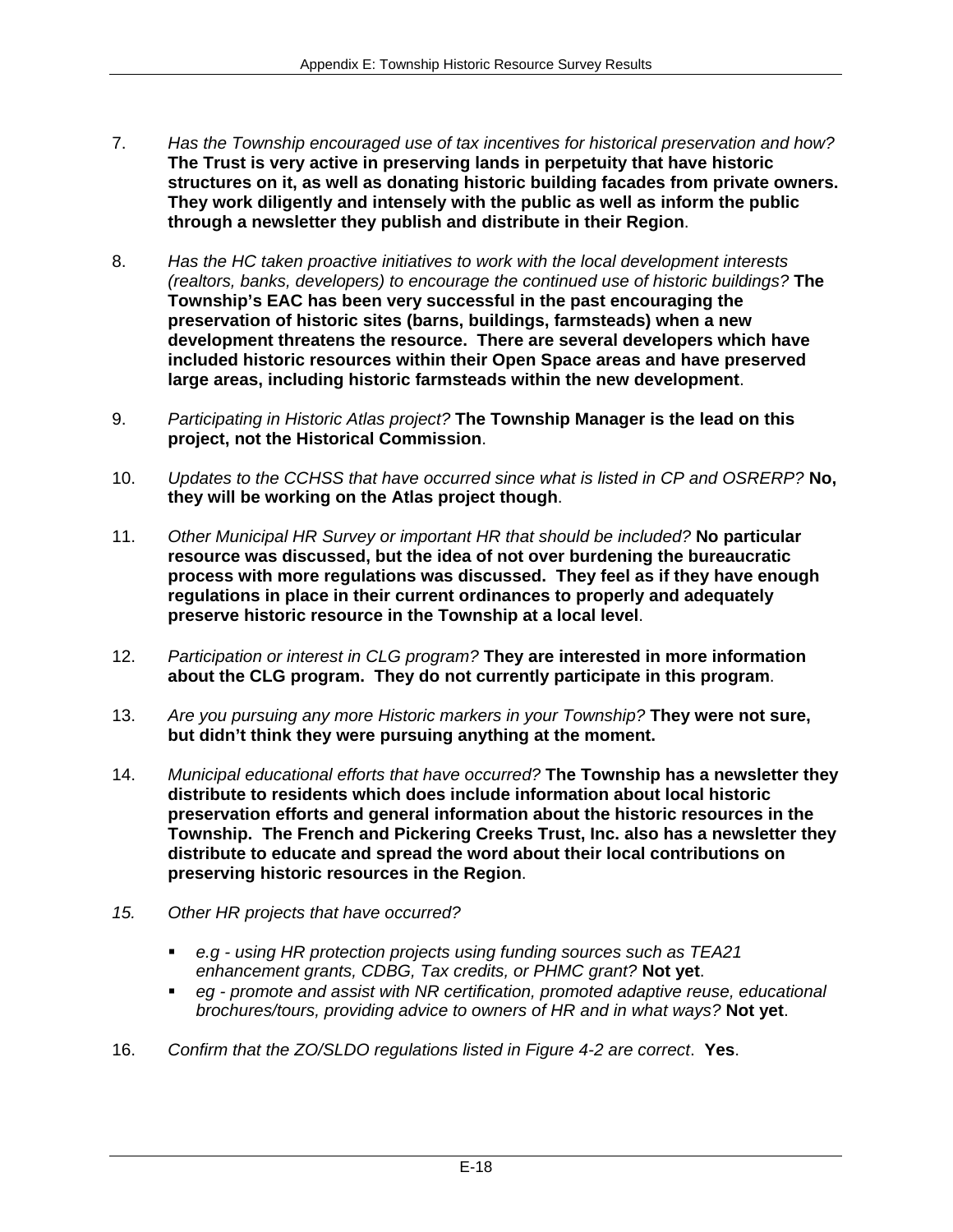7. *Has the Township encouraged use of tax incentives for historical preservation and how?* **The Trust is very active in preserving lands in perpetuity that have historic structures on it, as well as donating historic building facades from private owners. They work diligently and intensely with the public as well as inform the public through a newsletter they publish and distribute in their Region**.

8. *Has the HC taken proactive initiatives to work with the local development interests (realtors, banks, developers) to encourage the continued use of historic buildings?* **The Township's EAC has been very successful in the past encouraging the preservation of historic sites (barns, buildings, farmsteads) when a new development threatens the resource. There are several developers which have included historic resources within their Open Space areas and have preserved large areas, including historic farmsteads within the new development**.

9. *Participating in Historic Atlas project?* **The Township Manager is the lead on this project, not the Historical Commission**.

10. *Updates to the CCHSS that have occurred since what is listed in CP and OSRERP?* **No, they will be working on the Atlas project though**.

11. *Other Municipal HR Survey or important HR that should be included?* **No particular resource was discussed, but the idea of not over burdening the bureaucratic process with more regulations was discussed. They feel as if they have enough regulations in place in their current ordinances to properly and adequately preserve historic resource in the Township at a local level**.

12. *Participation or interest in CLG program?* **They are interested in more information about the CLG program. They do not currently participate in this program**.

13. *Are you pursuing any more Historic markers in your Township?* **They were not sure, but didn't think they were pursuing anything at the moment.**

14. *Municipal educational efforts that have occurred?* **The Township has a newsletter they distribute to residents which does include information about local historic preservation efforts and general information about the historic resources in the Township. The French and Pickering Creeks Trust, Inc. also has a newsletter they distribute to educate and spread the word about their local contributions on preserving historic resources in the Region**.

*15.* *Other HR projects that have occurred?*

- *e.g - using HR protection projects using funding sources such as TEA21 enhancement grants, CDBG, Tax credits, or PHMC grant?* **Not yet**.
- *eg - promote and assist with NR certification, promoted adaptive reuse, educational brochures/tours, providing advice to owners of HR and in what ways?* **Not yet**.

16. *Confirm that the ZO/SLDO regulations listed in Figure 4-2 are correct*. **Yes**.